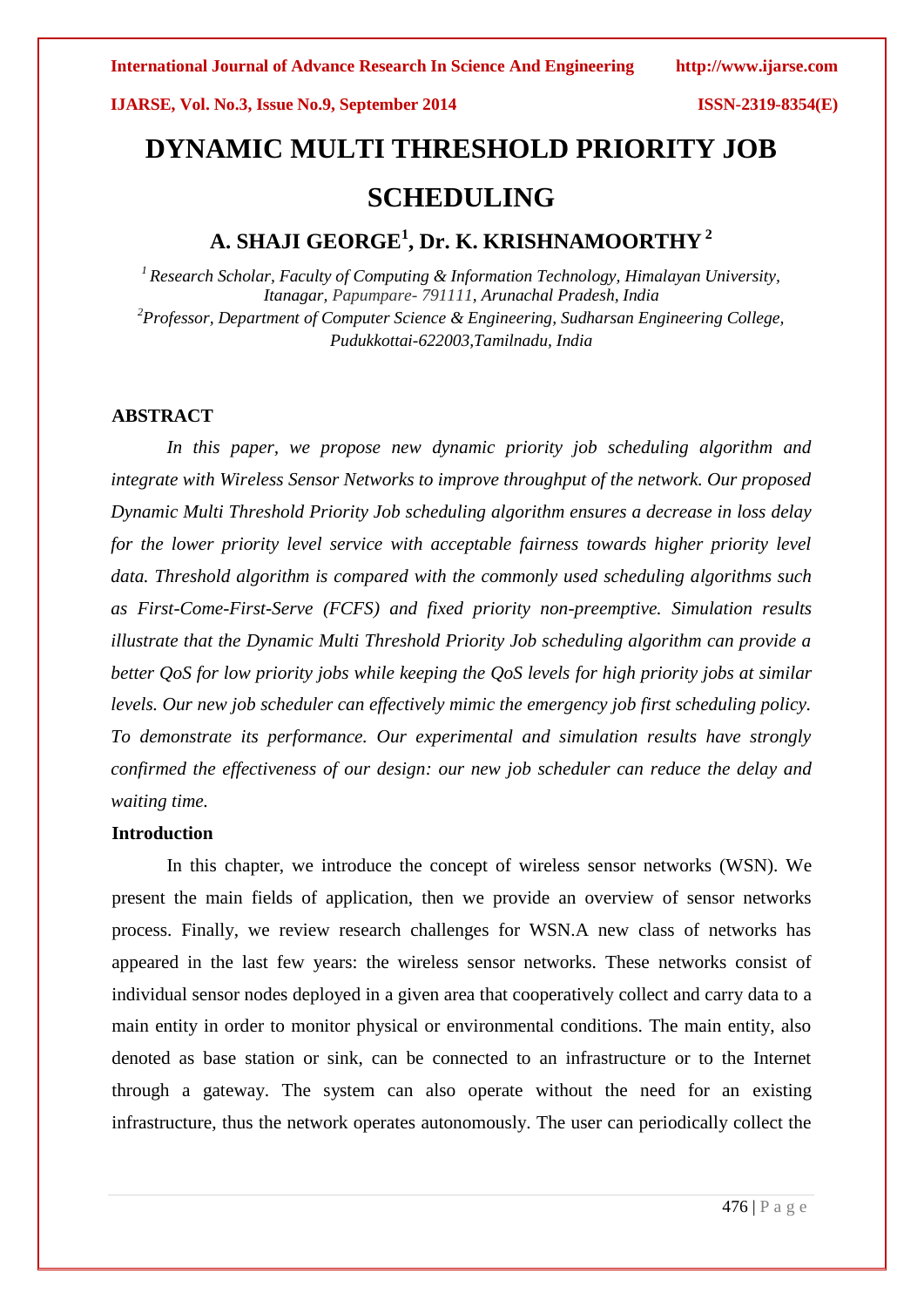# DYNAMIC MULTI THRESHOLD PRIORITY JOB SCHEDULING

## A. SHAJI GEORGE[1], Dr. K. KRISHNAMOORTHY [2]

*[1] Research Scholar, Faculty of Computing & Information Technology, Himalayan University, Itanagar, Papumpare- 791111, Arunachal Pradesh, India*
*[2]Professor, Department of Computer Science & Engineering, Sudharsan Engineering College, Pudukkottai-622003,Tamilnadu, India*

**ABSTRACT**

*In this paper, we propose new dynamic priority job scheduling algorithm and integrate with Wireless Sensor Networks to improve throughput of the network. Our proposed Dynamic Multi Threshold Priority Job scheduling algorithm ensures a decrease in loss delay for the lower priority level service with acceptable fairness towards higher priority level data. Threshold algorithm is compared with the commonly used scheduling algorithms such as First-Come-First-Serve (FCFS) and fixed priority non-preemptive. Simulation results illustrate that the Dynamic Multi Threshold Priority Job scheduling algorithm can provide a better QoS for low priority jobs while keeping the QoS levels for high priority jobs at similar levels. Our new job scheduler can effectively mimic the emergency job first scheduling policy. To demonstrate its performance. Our experimental and simulation results have strongly confirmed the effectiveness of our design: our new job scheduler can reduce the delay and waiting time.*

**Introduction**

In this chapter, we introduce the concept of wireless sensor networks (WSN). We present the main fields of application, then we provide an overview of sensor networks process. Finally, we review research challenges for WSN.A new class of networks has appeared in the last few years: the wireless sensor networks. These networks consist of individual sensor nodes deployed in a given area that cooperatively collect and carry data to a main entity in order to monitor physical or environmental conditions. The main entity, also denoted as base station or sink, can be connected to an infrastructure or to the Internet through a gateway. The system can also operate without the need for an existing infrastructure, thus the network operates autonomously. The user can periodically collect the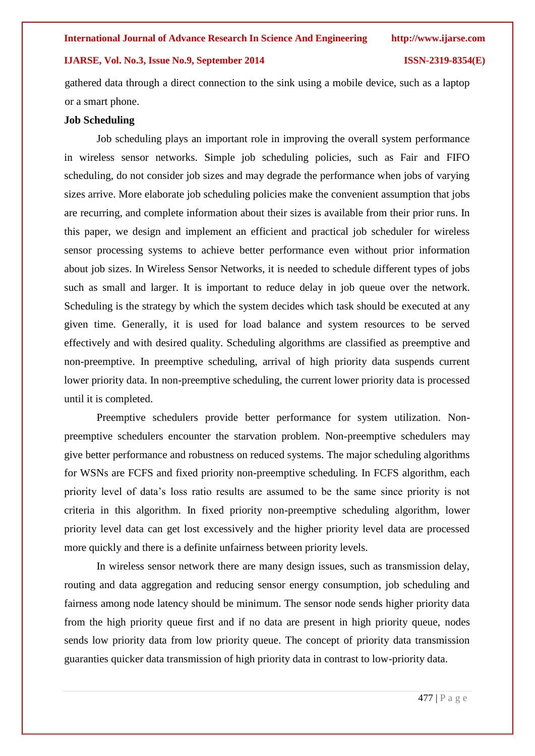gathered data through a direct connection to the sink using a mobile device, such as a laptop or a smart phone.

**Job Scheduling**

Job scheduling plays an important role in improving the overall system performance in wireless sensor networks. Simple job scheduling policies, such as Fair and FIFO scheduling, do not consider job sizes and may degrade the performance when jobs of varying sizes arrive. More elaborate job scheduling policies make the convenient assumption that jobs are recurring, and complete information about their sizes is available from their prior runs. In this paper, we design and implement an efficient and practical job scheduler for wireless sensor processing systems to achieve better performance even without prior information about job sizes. In Wireless Sensor Networks, it is needed to schedule different types of jobs such as small and larger. It is important to reduce delay in job queue over the network. Scheduling is the strategy by which the system decides which task should be executed at any given time. Generally, it is used for load balance and system resources to be served effectively and with desired quality. Scheduling algorithms are classified as preemptive and non-preemptive. In preemptive scheduling, arrival of high priority data suspends current lower priority data. In non-preemptive scheduling, the current lower priority data is processed until it is completed.

Preemptive schedulers provide better performance for system utilization. Non-preemptive schedulers encounter the starvation problem. Non-preemptive schedulers may give better performance and robustness on reduced systems. The major scheduling algorithms for WSNs are FCFS and fixed priority non-preemptive scheduling. In FCFS algorithm, each priority level of data's loss ratio results are assumed to be the same since priority is not criteria in this algorithm. In fixed priority non-preemptive scheduling algorithm, lower priority level data can get lost excessively and the higher priority level data are processed more quickly and there is a definite unfairness between priority levels.

In wireless sensor network there are many design issues, such as transmission delay, routing and data aggregation and reducing sensor energy consumption, job scheduling and fairness among node latency should be minimum. The sensor node sends higher priority data from the high priority queue first and if no data are present in high priority queue, nodes sends low priority data from low priority queue. The concept of priority data transmission guaranties quicker data transmission of high priority data in contrast to low-priority data.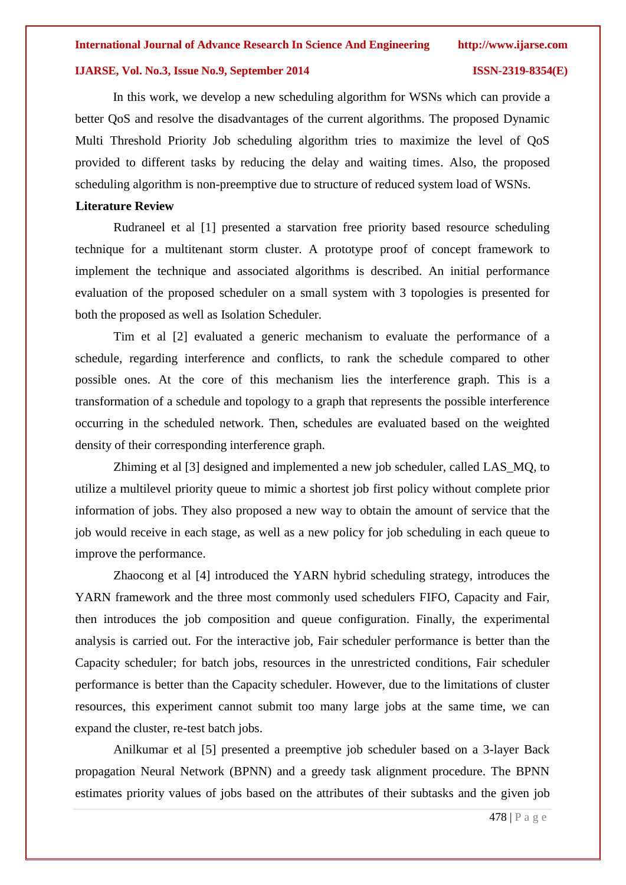In this work, we develop a new scheduling algorithm for WSNs which can provide a better QoS and resolve the disadvantages of the current algorithms. The proposed Dynamic Multi Threshold Priority Job scheduling algorithm tries to maximize the level of QoS provided to different tasks by reducing the delay and waiting times. Also, the proposed scheduling algorithm is non-preemptive due to structure of reduced system load of WSNs.

## Literature Review

Rudraneel et al [1] presented a starvation free priority based resource scheduling technique for a multitenant storm cluster. A prototype proof of concept framework to implement the technique and associated algorithms is described. An initial performance evaluation of the proposed scheduler on a small system with 3 topologies is presented for both the proposed as well as Isolation Scheduler.

Tim et al [2] evaluated a generic mechanism to evaluate the performance of a schedule, regarding interference and conflicts, to rank the schedule compared to other possible ones. At the core of this mechanism lies the interference graph. This is a transformation of a schedule and topology to a graph that represents the possible interference occurring in the scheduled network. Then, schedules are evaluated based on the weighted density of their corresponding interference graph.

Zhiming et al [3] designed and implemented a new job scheduler, called LAS_MQ, to utilize a multilevel priority queue to mimic a shortest job first policy without complete prior information of jobs. They also proposed a new way to obtain the amount of service that the job would receive in each stage, as well as a new policy for job scheduling in each queue to improve the performance.

Zhaocong et al [4] introduced the YARN hybrid scheduling strategy, introduces the YARN framework and the three most commonly used schedulers FIFO, Capacity and Fair, then introduces the job composition and queue configuration. Finally, the experimental analysis is carried out. For the interactive job, Fair scheduler performance is better than the Capacity scheduler; for batch jobs, resources in the unrestricted conditions, Fair scheduler performance is better than the Capacity scheduler. However, due to the limitations of cluster resources, this experiment cannot submit too many large jobs at the same time, we can expand the cluster, re-test batch jobs.

Anilkumar et al [5] presented a preemptive job scheduler based on a 3-layer Back propagation Neural Network (BPNN) and a greedy task alignment procedure. The BPNN estimates priority values of jobs based on the attributes of their subtasks and the given job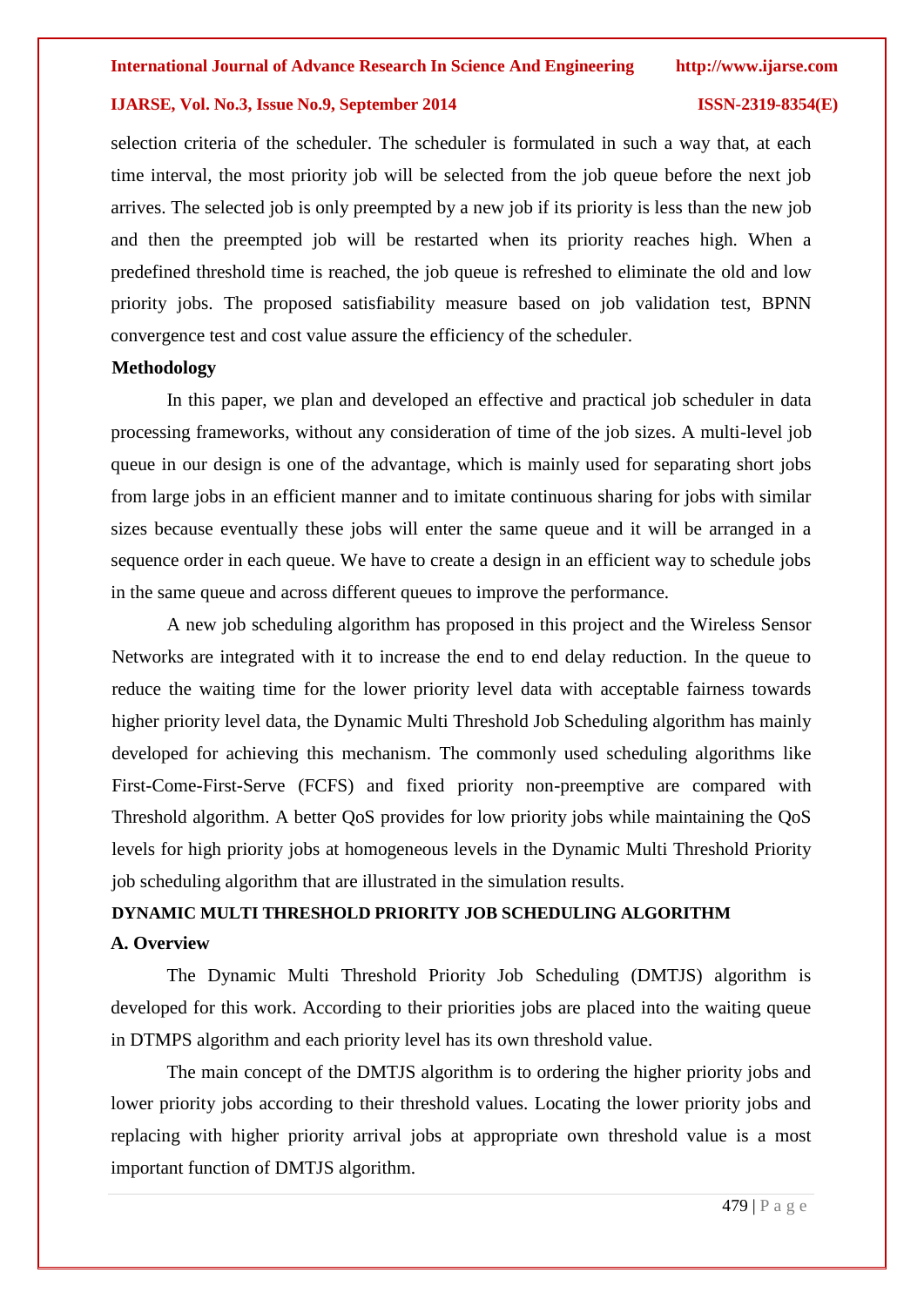selection criteria of the scheduler. The scheduler is formulated in such a way that, at each time interval, the most priority job will be selected from the job queue before the next job arrives. The selected job is only preempted by a new job if its priority is less than the new job and then the preempted job will be restarted when its priority reaches high. When a predefined threshold time is reached, the job queue is refreshed to eliminate the old and low priority jobs. The proposed satisfiability measure based on job validation test, BPNN convergence test and cost value assure the efficiency of the scheduler.

**Methodology**

In this paper, we plan and developed an effective and practical job scheduler in data processing frameworks, without any consideration of time of the job sizes. A multi-level job queue in our design is one of the advantage, which is mainly used for separating short jobs from large jobs in an efficient manner and to imitate continuous sharing for jobs with similar sizes because eventually these jobs will enter the same queue and it will be arranged in a sequence order in each queue. We have to create a design in an efficient way to schedule jobs in the same queue and across different queues to improve the performance.

A new job scheduling algorithm has proposed in this project and the Wireless Sensor Networks are integrated with it to increase the end to end delay reduction. In the queue to reduce the waiting time for the lower priority level data with acceptable fairness towards higher priority level data, the Dynamic Multi Threshold Job Scheduling algorithm has mainly developed for achieving this mechanism. The commonly used scheduling algorithms like First-Come-First-Serve (FCFS) and fixed priority non-preemptive are compared with Threshold algorithm. A better QoS provides for low priority jobs while maintaining the QoS levels for high priority jobs at homogeneous levels in the Dynamic Multi Threshold Priority job scheduling algorithm that are illustrated in the simulation results.

## DYNAMIC MULTI THRESHOLD PRIORITY JOB SCHEDULING ALGORITHM

### A. Overview

The Dynamic Multi Threshold Priority Job Scheduling (DMTJS) algorithm is developed for this work. According to their priorities jobs are placed into the waiting queue in DTMPS algorithm and each priority level has its own threshold value.

The main concept of the DMTJS algorithm is to ordering the higher priority jobs and lower priority jobs according to their threshold values. Locating the lower priority jobs and replacing with higher priority arrival jobs at appropriate own threshold value is a most important function of DMTJS algorithm.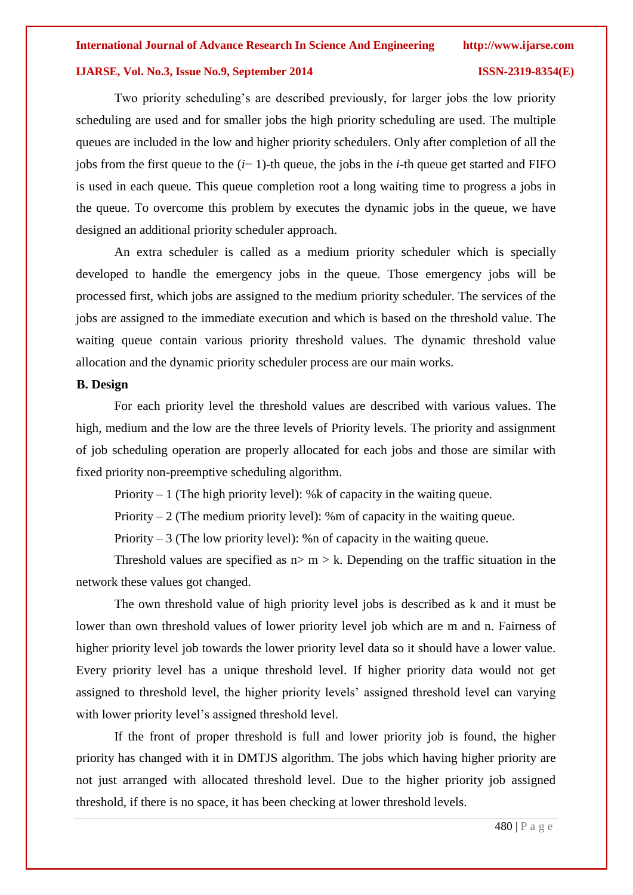Two priority scheduling's are described previously, for larger jobs the low priority scheduling are used and for smaller jobs the high priority scheduling are used. The multiple queues are included in the low and higher priority schedulers. Only after completion of all the jobs from the first queue to the ($i$− 1)-th queue, the jobs in the $i$-th queue get started and FIFO is used in each queue. This queue completion root a long waiting time to progress a jobs in the queue. To overcome this problem by executes the dynamic jobs in the queue, we have designed an additional priority scheduler approach.

An extra scheduler is called as a medium priority scheduler which is specially developed to handle the emergency jobs in the queue. Those emergency jobs will be processed first, which jobs are assigned to the medium priority scheduler. The services of the jobs are assigned to the immediate execution and which is based on the threshold value. The waiting queue contain various priority threshold values. The dynamic threshold value allocation and the dynamic priority scheduler process are our main works.

**B. Design**

For each priority level the threshold values are described with various values. The high, medium and the low are the three levels of Priority levels. The priority and assignment of job scheduling operation are properly allocated for each jobs and those are similar with fixed priority non-preemptive scheduling algorithm.

Priority – 1 (The high priority level): %k of capacity in the waiting queue.

Priority – 2 (The medium priority level): %m of capacity in the waiting queue.

Priority – 3 (The low priority level): %n of capacity in the waiting queue.

Threshold values are specified as $n > m > k$. Depending on the traffic situation in the network these values got changed.

The own threshold value of high priority level jobs is described as k and it must be lower than own threshold values of lower priority level job which are m and n. Fairness of higher priority level job towards the lower priority level data so it should have a lower value. Every priority level has a unique threshold level. If higher priority data would not get assigned to threshold level, the higher priority levels' assigned threshold level can varying with lower priority level's assigned threshold level.

If the front of proper threshold is full and lower priority job is found, the higher priority has changed with it in DMTJS algorithm. The jobs which having higher priority are not just arranged with allocated threshold level. Due to the higher priority job assigned threshold, if there is no space, it has been checking at lower threshold levels.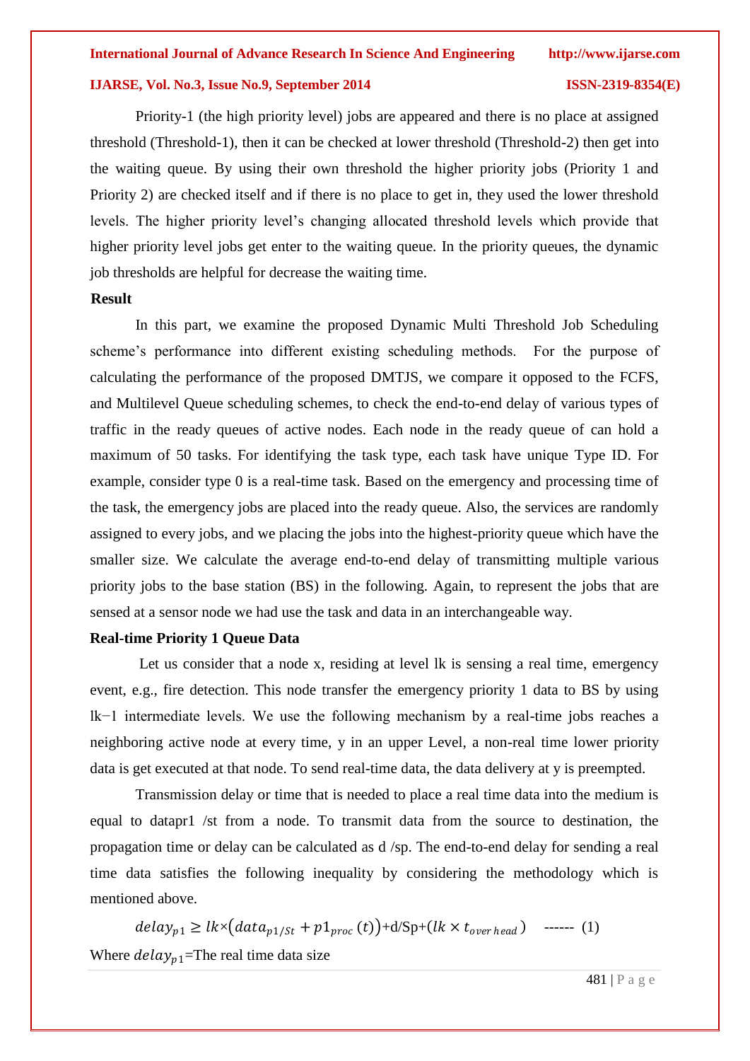Priority-1 (the high priority level) jobs are appeared and there is no place at assigned threshold (Threshold-1), then it can be checked at lower threshold (Threshold-2) then get into the waiting queue. By using their own threshold the higher priority jobs (Priority 1 and Priority 2) are checked itself and if there is no place to get in, they used the lower threshold levels. The higher priority level's changing allocated threshold levels which provide that higher priority level jobs get enter to the waiting queue. In the priority queues, the dynamic job thresholds are helpful for decrease the waiting time.

**Result**

In this part, we examine the proposed Dynamic Multi Threshold Job Scheduling scheme's performance into different existing scheduling methods. For the purpose of calculating the performance of the proposed DMTJS, we compare it opposed to the FCFS, and Multilevel Queue scheduling schemes, to check the end-to-end delay of various types of traffic in the ready queues of active nodes. Each node in the ready queue of can hold a maximum of 50 tasks. For identifying the task type, each task have unique Type ID. For example, consider type 0 is a real-time task. Based on the emergency and processing time of the task, the emergency jobs are placed into the ready queue. Also, the services are randomly assigned to every jobs, and we placing the jobs into the highest-priority queue which have the smaller size. We calculate the average end-to-end delay of transmitting multiple various priority jobs to the base station (BS) in the following. Again, to represent the jobs that are sensed at a sensor node we had use the task and data in an interchangeable way.

**Real-time Priority 1 Queue Data**

Let us consider that a node x, residing at level lk is sensing a real time, emergency event, e.g., fire detection. This node transfer the emergency priority 1 data to BS by using lk−1 intermediate levels. We use the following mechanism by a real-time jobs reaches a neighboring active node at every time, y in an upper Level, a non-real time lower priority data is get executed at that node. To send real-time data, the data delivery at y is preempted.

Transmission delay or time that is needed to place a real time data into the medium is equal to datapr1 /st from a node. To transmit data from the source to destination, the propagation time or delay can be calculated as d /sp. The end-to-end delay for sending a real time data satisfies the following inequality by considering the methodology which is mentioned above.

$$delay_{p1} \geq lk \times \left(data_{p1/St} + p1_{proc}(t)\right) + \text{d/Sp} + (lk \times t_{over\,head}) \quad \text{------ (1)}$$

Where $delay_{p1}$=The real time data size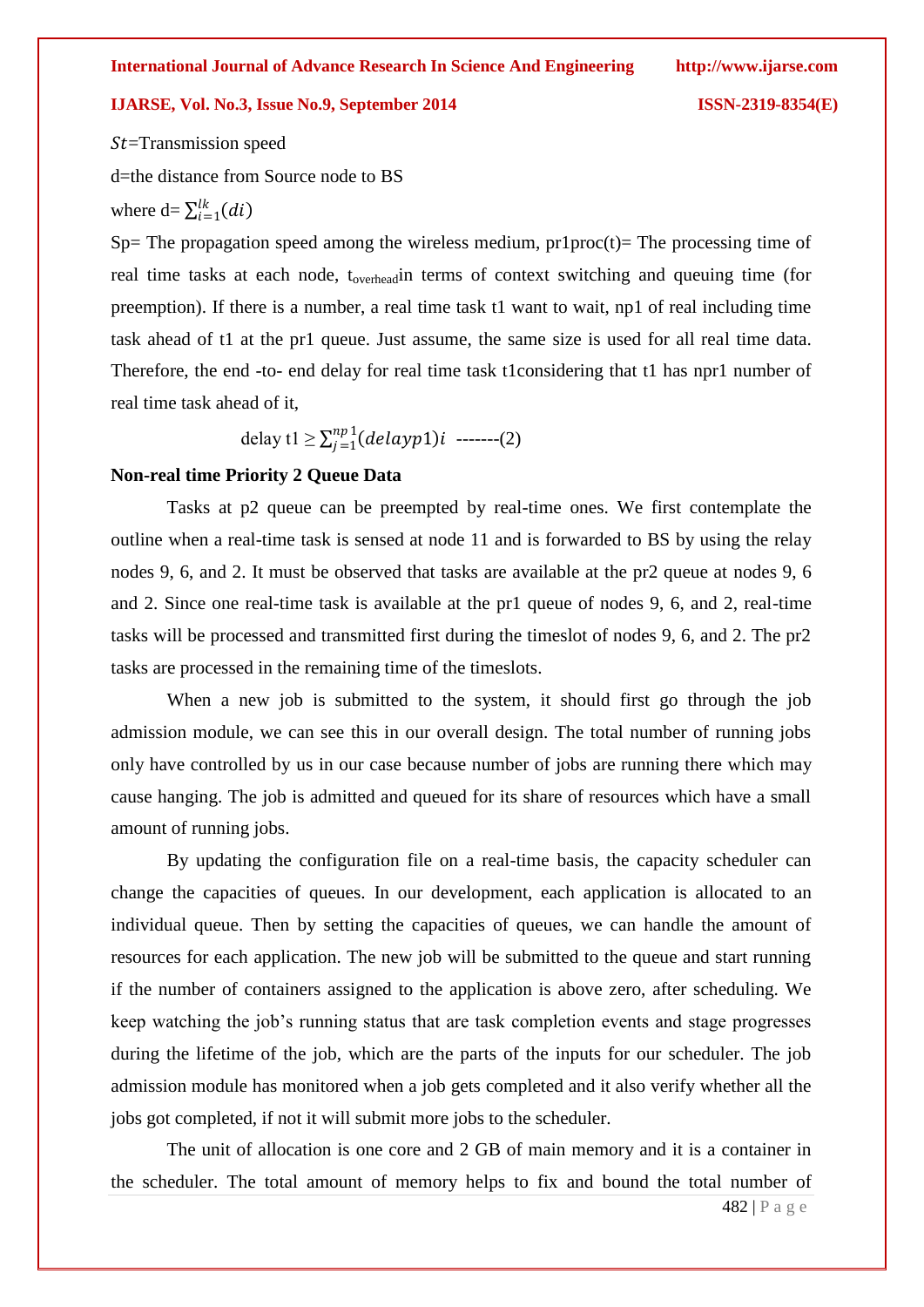$St$=Transmission speed

d=the distance from Source node to BS

where d= $\sum_{i=1}^{lk}(di)$

Sp= The propagation speed among the wireless medium, pr1proc(t)= The processing time of real time tasks at each node, $t_{overhead}$in terms of context switching and queuing time (for preemption). If there is a number, a real time task t1 want to wait, np1 of real including time task ahead of t1 at the pr1 queue. Just assume, the same size is used for all real time data. Therefore, the end -to- end delay for real time task t1considering that t1 has npr1 number of real time task ahead of it,

$$\text{delay t1} \geq \sum_{j=1}^{np\,1}(delayp1)i \quad \text{-------(2)}$$

**Non-real time Priority 2 Queue Data**

Tasks at p2 queue can be preempted by real-time ones. We first contemplate the outline when a real-time task is sensed at node 11 and is forwarded to BS by using the relay nodes 9, 6, and 2. It must be observed that tasks are available at the pr2 queue at nodes 9, 6 and 2. Since one real-time task is available at the pr1 queue of nodes 9, 6, and 2, real-time tasks will be processed and transmitted first during the timeslot of nodes 9, 6, and 2. The pr2 tasks are processed in the remaining time of the timeslots.

When a new job is submitted to the system, it should first go through the job admission module, we can see this in our overall design. The total number of running jobs only have controlled by us in our case because number of jobs are running there which may cause hanging. The job is admitted and queued for its share of resources which have a small amount of running jobs.

By updating the configuration file on a real-time basis, the capacity scheduler can change the capacities of queues. In our development, each application is allocated to an individual queue. Then by setting the capacities of queues, we can handle the amount of resources for each application. The new job will be submitted to the queue and start running if the number of containers assigned to the application is above zero, after scheduling. We keep watching the job's running status that are task completion events and stage progresses during the lifetime of the job, which are the parts of the inputs for our scheduler. The job admission module has monitored when a job gets completed and it also verify whether all the jobs got completed, if not it will submit more jobs to the scheduler.

The unit of allocation is one core and 2 GB of main memory and it is a container in the scheduler. The total amount of memory helps to fix and bound the total number of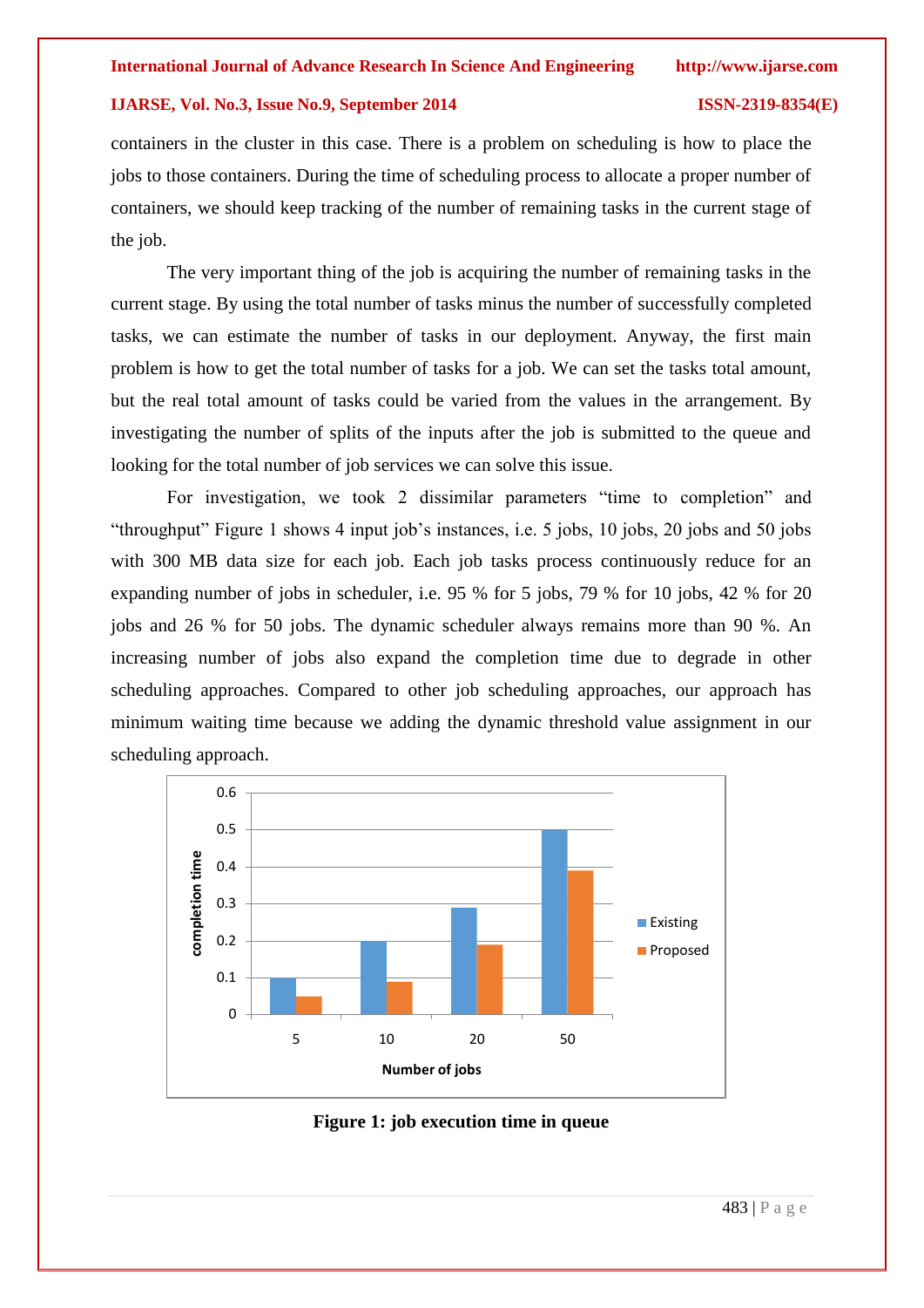containers in the cluster in this case. There is a problem on scheduling is how to place the jobs to those containers. During the time of scheduling process to allocate a proper number of containers, we should keep tracking of the number of remaining tasks in the current stage of the job.

The very important thing of the job is acquiring the number of remaining tasks in the current stage. By using the total number of tasks minus the number of successfully completed tasks, we can estimate the number of tasks in our deployment. Anyway, the first main problem is how to get the total number of tasks for a job. We can set the tasks total amount, but the real total amount of tasks could be varied from the values in the arrangement. By investigating the number of splits of the inputs after the job is submitted to the queue and looking for the total number of job services we can solve this issue.

For investigation, we took 2 dissimilar parameters "time to completion" and "throughput" Figure 1 shows 4 input job's instances, i.e. 5 jobs, 10 jobs, 20 jobs and 50 jobs with 300 MB data size for each job. Each job tasks process continuously reduce for an expanding number of jobs in scheduler, i.e. 95 % for 5 jobs, 79 % for 10 jobs, 42 % for 20 jobs and 26 % for 50 jobs. The dynamic scheduler always remains more than 90 %. An increasing number of jobs also expand the completion time due to degrade in other scheduling approaches. Compared to other job scheduling approaches, our approach has minimum waiting time because we adding the dynamic threshold value assignment in our scheduling approach.

| Number of jobs | Existing | Proposed |
|---|---|---|
| 5 | 0.1 | 0.05 |
| 10 | 0.2 | 0.09 |
| 20 | 0.29 | 0.19 |
| 50 | 0.5 | 0.39 |

**Figure 1: job execution time in queue**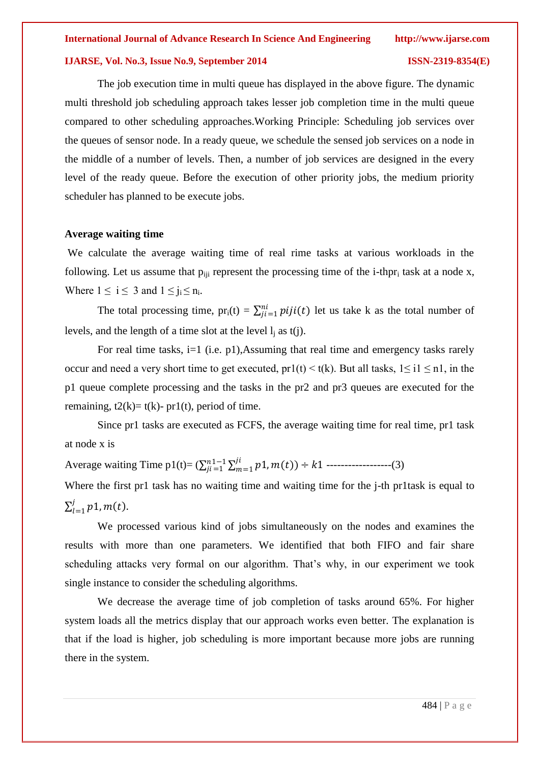The job execution time in multi queue has displayed in the above figure. The dynamic multi threshold job scheduling approach takes lesser job completion time in the multi queue compared to other scheduling approaches.Working Principle: Scheduling job services over the queues of sensor node. In a ready queue, we schedule the sensed job services on a node in the middle of a number of levels. Then, a number of job services are designed in the every level of the ready queue. Before the execution of other priority jobs, the medium priority scheduler has planned to be execute jobs.

**Average waiting time**

We calculate the average waiting time of real rime tasks at various workloads in the following. Let us assume that $p_{iji}$ represent the processing time of the i-thpr$_i$ task at a node x, Where $1 \leq i \leq 3$ and $1 \leq j_i \leq n_i$.

The total processing time, $pr_i(t) = \sum_{ji=1}^{ni} piji(t)$ let us take k as the total number of levels, and the length of a time slot at the level $l_j$ as t(j).

For real time tasks, i=1 (i.e. p1),Assuming that real time and emergency tasks rarely occur and need a very short time to get executed, pr1(t) < t(k). But all tasks, $1 \leq i1 \leq n1$, in the p1 queue complete processing and the tasks in the pr2 and pr3 queues are executed for the remaining, t2(k)= t(k)- pr1(t), period of time.

Since pr1 tasks are executed as FCFS, the average waiting time for real time, pr1 task at node x is

Average waiting Time p1(t)= $\left(\sum_{ji=1}^{n1-1} \sum_{m=1}^{ji} p1, m(t)\right) \div k1$ ------------------(3)

Where the first pr1 task has no waiting time and waiting time for the j-th pr1task is equal to $\sum_{l=1}^{j} p1, m(t)$.

We processed various kind of jobs simultaneously on the nodes and examines the results with more than one parameters. We identified that both FIFO and fair share scheduling attacks very formal on our algorithm. That's why, in our experiment we took single instance to consider the scheduling algorithms.

We decrease the average time of job completion of tasks around 65%. For higher system loads all the metrics display that our approach works even better. The explanation is that if the load is higher, job scheduling is more important because more jobs are running there in the system.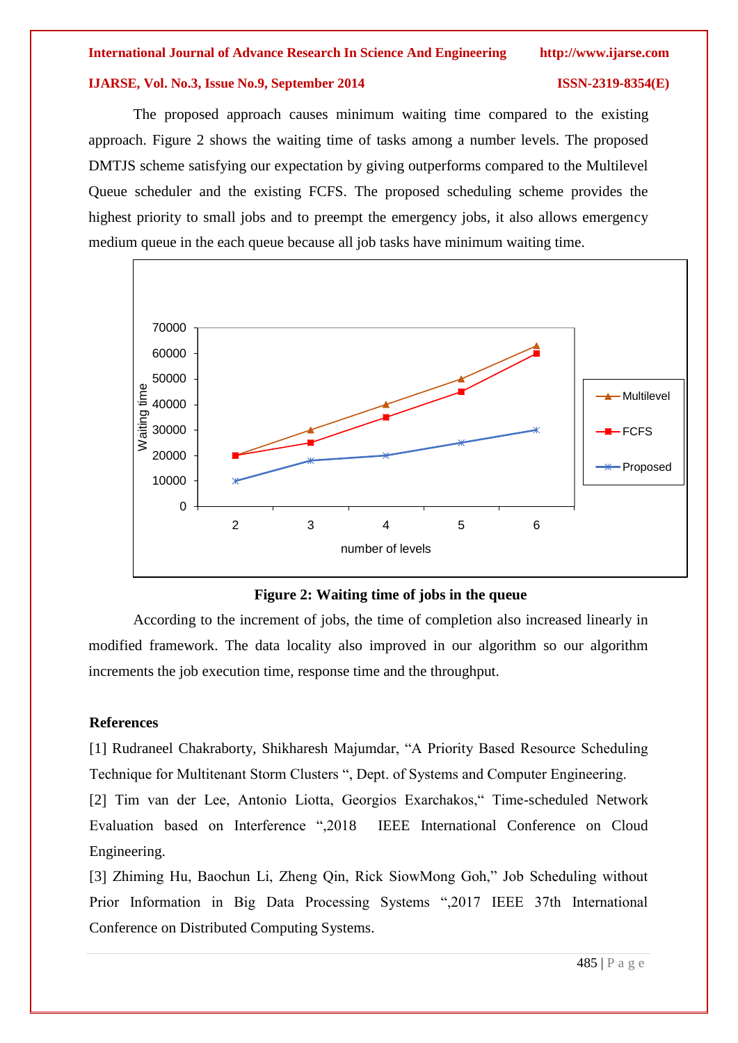The proposed approach causes minimum waiting time compared to the existing approach. Figure 2 shows the waiting time of tasks among a number levels. The proposed DMTJS scheme satisfying our expectation by giving outperforms compared to the Multilevel Queue scheduler and the existing FCFS. The proposed scheduling scheme provides the highest priority to small jobs and to preempt the emergency jobs, it also allows emergency medium queue in the each queue because all job tasks have minimum waiting time.

**Figure 2: Waiting time of jobs in the queue**

According to the increment of jobs, the time of completion also increased linearly in modified framework. The data locality also improved in our algorithm so our algorithm increments the job execution time, response time and the throughput.

## References

[1] Rudraneel Chakraborty, Shikharesh Majumdar, "A Priority Based Resource Scheduling Technique for Multitenant Storm Clusters ", Dept. of Systems and Computer Engineering.

[2] Tim van der Lee, Antonio Liotta, Georgios Exarchakos," Time-scheduled Network Evaluation based on Interference ",2018 IEEE International Conference on Cloud Engineering.

[3] Zhiming Hu, Baochun Li, Zheng Qin, Rick SiowMong Goh," Job Scheduling without Prior Information in Big Data Processing Systems ",2017 IEEE 37th International Conference on Distributed Computing Systems.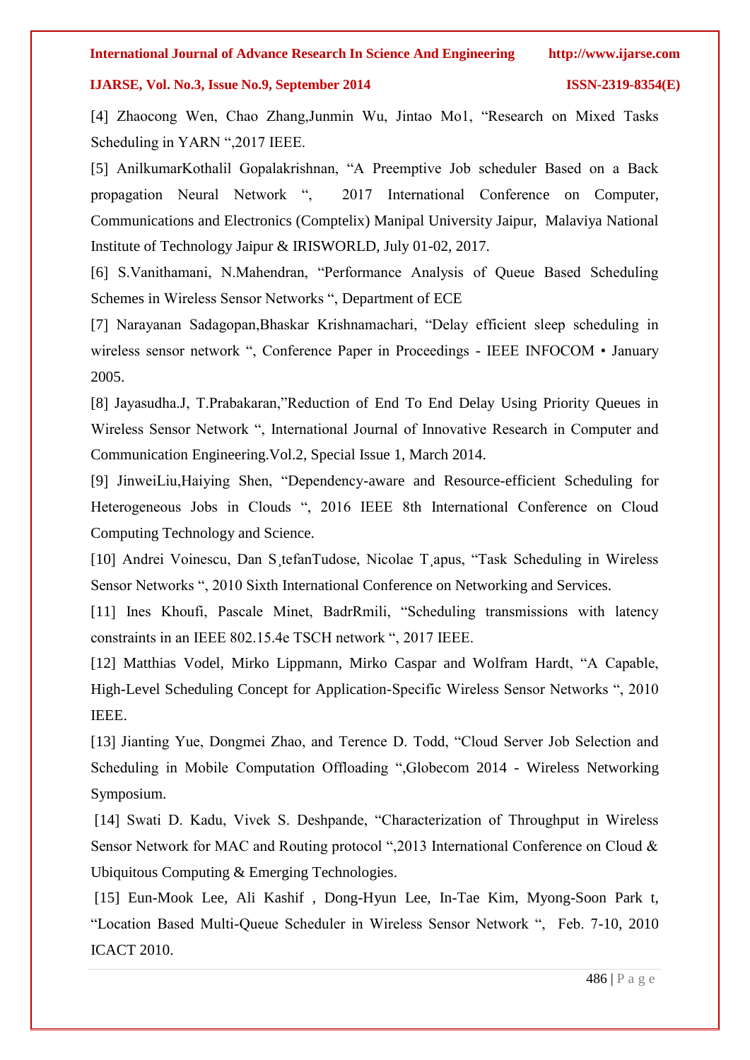[4] Zhaocong Wen, Chao Zhang,Junmin Wu, Jintao Mo1, "Research on Mixed Tasks Scheduling in YARN ",2017 IEEE.

[5] AnilkumarKothalil Gopalakrishnan, "A Preemptive Job scheduler Based on a Back propagation Neural Network ", 2017 International Conference on Computer, Communications and Electronics (Comptelix) Manipal University Jaipur, Malaviya National Institute of Technology Jaipur & IRISWORLD, July 01-02, 2017.

[6] S.Vanithamani, N.Mahendran, "Performance Analysis of Queue Based Scheduling Schemes in Wireless Sensor Networks ", Department of ECE

[7] Narayanan Sadagopan,Bhaskar Krishnamachari, "Delay efficient sleep scheduling in wireless sensor network ", Conference Paper in Proceedings - IEEE INFOCOM • January 2005.

[8] Jayasudha.J, T.Prabakaran,"Reduction of End To End Delay Using Priority Queues in Wireless Sensor Network ", International Journal of Innovative Research in Computer and Communication Engineering.Vol.2, Special Issue 1, March 2014.

[9] JinweiLiu,Haiying Shen, "Dependency-aware and Resource-efficient Scheduling for Heterogeneous Jobs in Clouds ", 2016 IEEE 8th International Conference on Cloud Computing Technology and Science.

[10] Andrei Voinescu, Dan S¸tefanTudose, Nicolae T¸apus, "Task Scheduling in Wireless Sensor Networks ", 2010 Sixth International Conference on Networking and Services.

[11] Ines Khoufi, Pascale Minet, BadrRmili, "Scheduling transmissions with latency constraints in an IEEE 802.15.4e TSCH network ", 2017 IEEE.

[12] Matthias Vodel, Mirko Lippmann, Mirko Caspar and Wolfram Hardt, "A Capable, High-Level Scheduling Concept for Application-Specific Wireless Sensor Networks ", 2010 IEEE.

[13] Jianting Yue, Dongmei Zhao, and Terence D. Todd, "Cloud Server Job Selection and Scheduling in Mobile Computation Offloading ",Globecom 2014 - Wireless Networking Symposium.

[14] Swati D. Kadu, Vivek S. Deshpande, "Characterization of Throughput in Wireless Sensor Network for MAC and Routing protocol ",2013 International Conference on Cloud & Ubiquitous Computing & Emerging Technologies.

[15] Eun-Mook Lee, Ali Kashif , Dong-Hyun Lee, In-Tae Kim, Myong-Soon Park t, "Location Based Multi-Queue Scheduler in Wireless Sensor Network ", Feb. 7-10, 2010 ICACT 2010.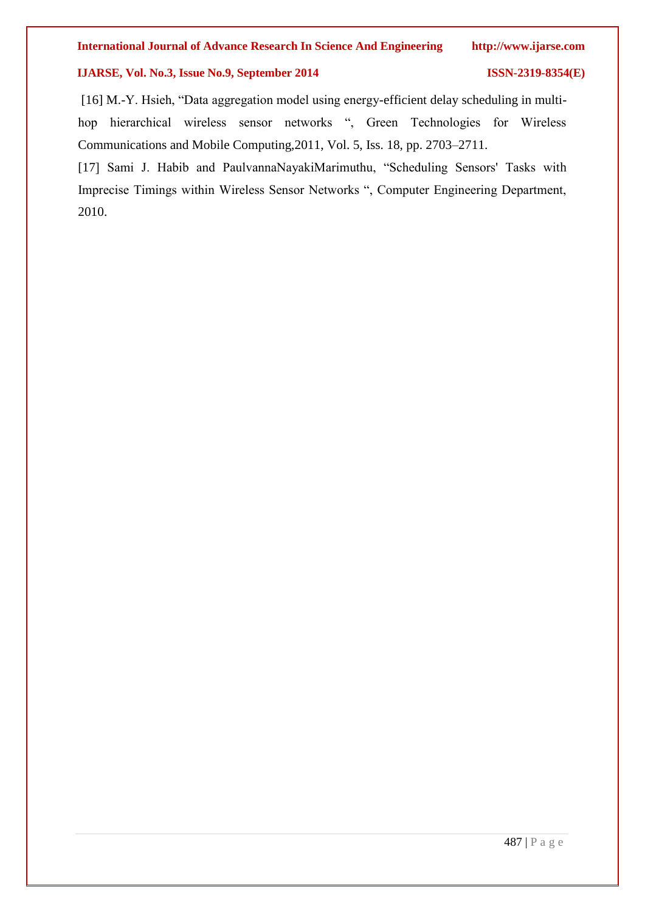[16] M.-Y. Hsieh, “Data aggregation model using energy-efficient delay scheduling in multi-hop hierarchical wireless sensor networks “, Green Technologies for Wireless Communications and Mobile Computing,2011, Vol. 5, Iss. 18, pp. 2703–2711.

[17] Sami J. Habib and PaulvannaNayakiMarimuthu, “Scheduling Sensors' Tasks with Imprecise Timings within Wireless Sensor Networks “, Computer Engineering Department, 2010.